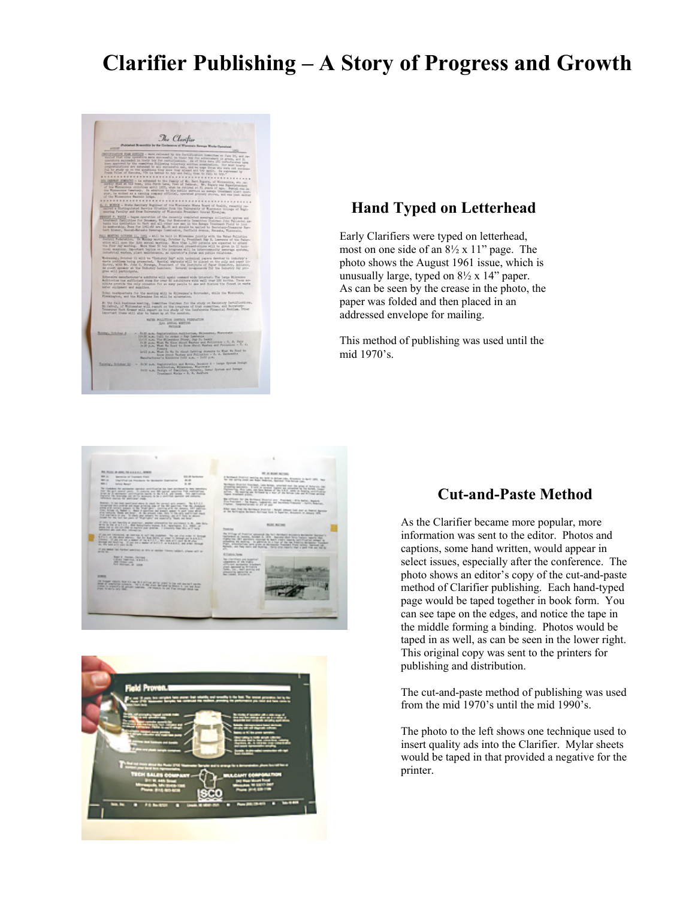# Clarifier Publishing – A Story of Progress and Growth

## Hand Typed on Letterhead

Early Clarifiers were typed on letterhead, most on one side of an 8½ x 11" page. The photo shows the August 1961 issue, which is unusually large, typed on 8½ x 14" paper. As can be seen by the crease in the photo, the paper was folded and then placed in an addressed envelope for mailing.

This method of publishing was used until the mid 1970's.

## Cut-and-Paste Method

As the Clarifier became more popular, more information was sent to the editor. Photos and captions, some hand written, would appear in select issues, especially after the conference. The photo shows an editor's copy of the cut-and-paste method of Clarifier publishing. Each hand-typed page would be taped together in book form. You can see tape on the edges, and notice the tape in the middle forming a binding. Photos would be taped in as well, as can be seen in the lower right. This original copy was sent to the printers for publishing and distribution.

The cut-and-paste method of publishing was used from the mid 1970's until the mid 1990's.

The photo to the left shows one technique used to insert quality ads into the Clarifier. Mylar sheets would be taped in that provided a negative for the printer.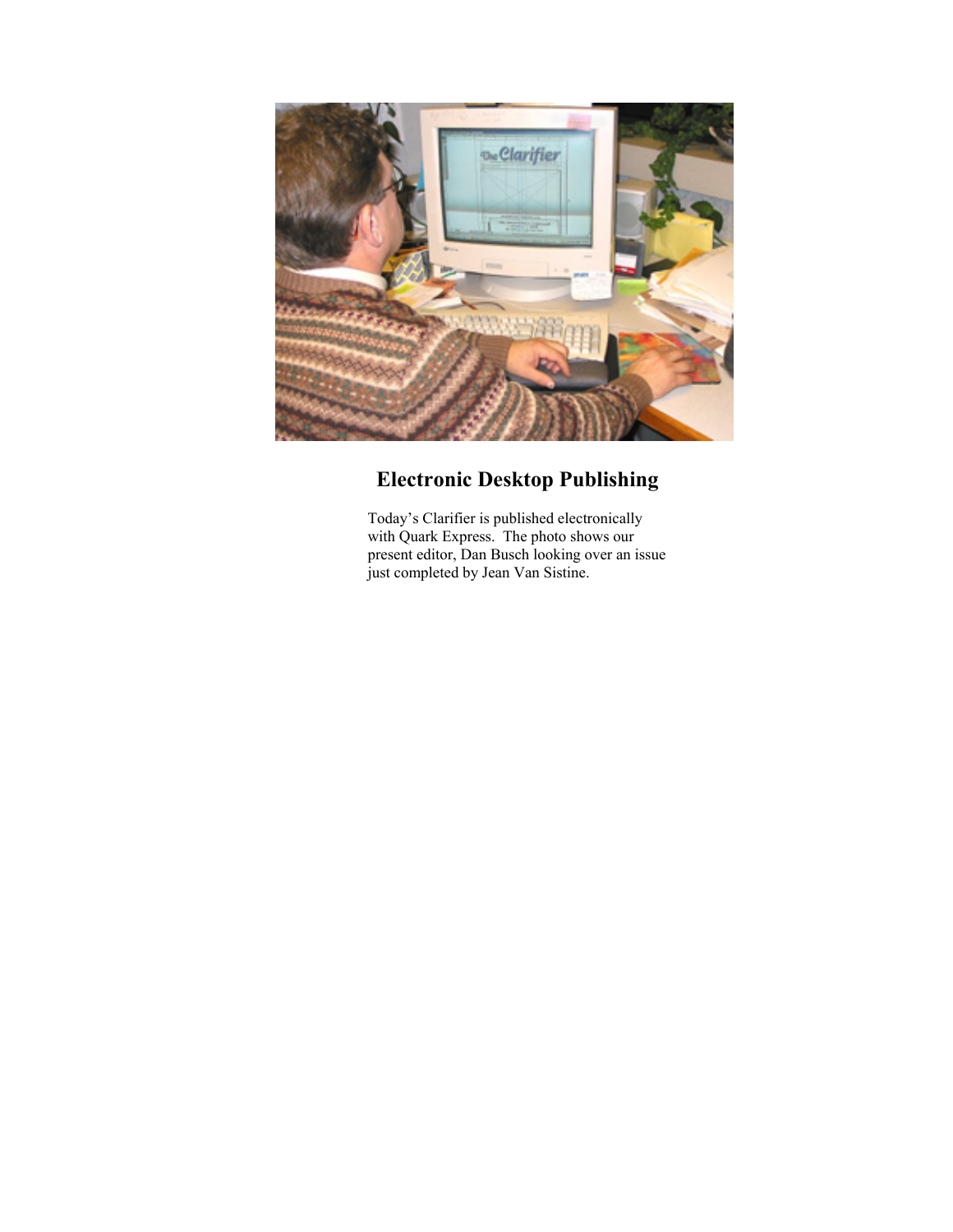## Electronic Desktop Publishing

Today's Clarifier is published electronically with Quark Express. The photo shows our present editor, Dan Busch looking over an issue just completed by Jean Van Sistine.